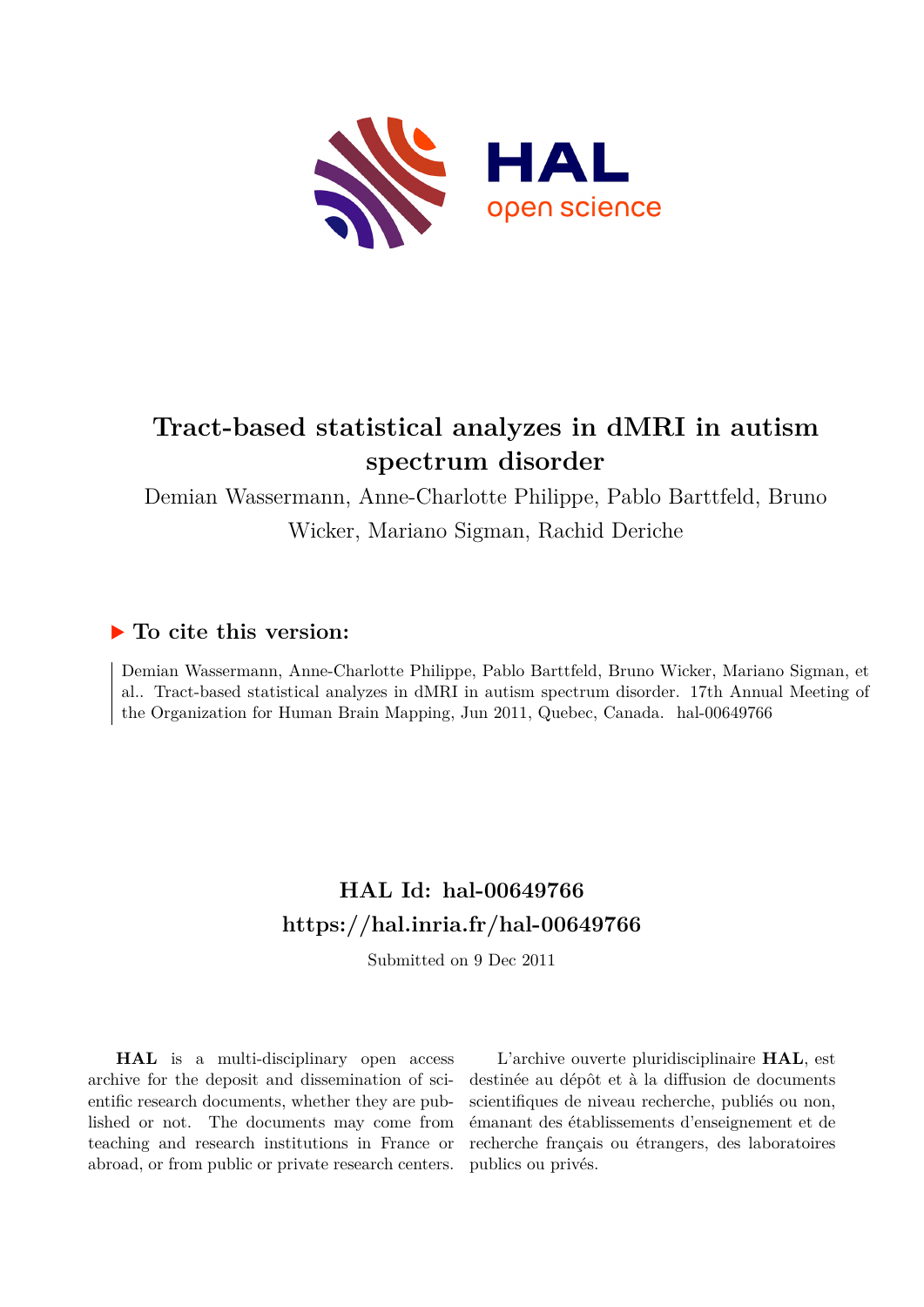# Tract-based statistical analyzes in dMRI in autism spectrum disorder

Demian Wassermann, Anne-Charlotte Philippe, Pablo Barttfeld, Bruno Wicker, Mariano Sigman, Rachid Deriche

## ▶ To cite this version:

Demian Wassermann, Anne-Charlotte Philippe, Pablo Barttfeld, Bruno Wicker, Mariano Sigman, et al.. Tract-based statistical analyzes in dMRI in autism spectrum disorder. 17th Annual Meeting of the Organization for Human Brain Mapping, Jun 2011, Quebec, Canada. hal-00649766

## HAL Id: hal-00649766
## https://hal.inria.fr/hal-00649766

Submitted on 9 Dec 2011

**HAL** is a multi-disciplinary open access archive for the deposit and dissemination of scientific research documents, whether they are published or not. The documents may come from teaching and research institutions in France or abroad, or from public or private research centers.

L'archive ouverte pluridisciplinaire **HAL**, est destinée au dépôt et à la diffusion de documents scientifiques de niveau recherche, publiés ou non, émanant des établissements d'enseignement et de recherche français ou étrangers, des laboratoires publics ou privés.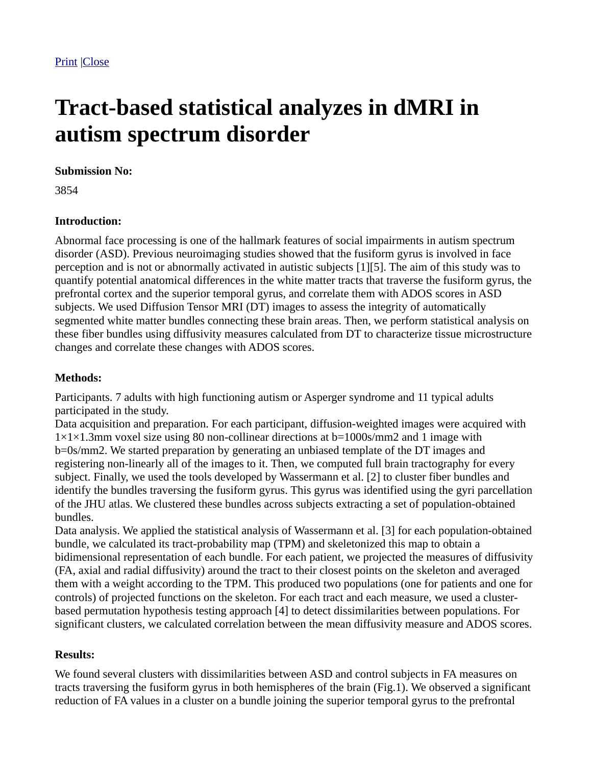[Print](#) |[Close](#)

# Tract-based statistical analyzes in dMRI in autism spectrum disorder

**Submission No:**

3854

**Introduction:**

Abnormal face processing is one of the hallmark features of social impairments in autism spectrum disorder (ASD). Previous neuroimaging studies showed that the fusiform gyrus is involved in face perception and is not or abnormally activated in autistic subjects [1][5]. The aim of this study was to quantify potential anatomical differences in the white matter tracts that traverse the fusiform gyrus, the prefrontal cortex and the superior temporal gyrus, and correlate them with ADOS scores in ASD subjects. We used Diffusion Tensor MRI (DT) images to assess the integrity of automatically segmented white matter bundles connecting these brain areas. Then, we perform statistical analysis on these fiber bundles using diffusivity measures calculated from DT to characterize tissue microstructure changes and correlate these changes with ADOS scores.

**Methods:**

Participants. 7 adults with high functioning autism or Asperger syndrome and 11 typical adults participated in the study.
Data acquisition and preparation. For each participant, diffusion-weighted images were acquired with 1×1×1.3mm voxel size using 80 non-collinear directions at b=1000s/mm2 and 1 image with b=0s/mm2. We started preparation by generating an unbiased template of the DT images and registering non-linearly all of the images to it. Then, we computed full brain tractography for every subject. Finally, we used the tools developed by Wassermann et al. [2] to cluster fiber bundles and identify the bundles traversing the fusiform gyrus. This gyrus was identified using the gyri parcellation of the JHU atlas. We clustered these bundles across subjects extracting a set of population-obtained bundles.
Data analysis. We applied the statistical analysis of Wassermann et al. [3] for each population-obtained bundle, we calculated its tract-probability map (TPM) and skeletonized this map to obtain a bidimensional representation of each bundle. For each patient, we projected the measures of diffusivity (FA, axial and radial diffusivity) around the tract to their closest points on the skeleton and averaged them with a weight according to the TPM. This produced two populations (one for patients and one for controls) of projected functions on the skeleton. For each tract and each measure, we used a cluster-based permutation hypothesis testing approach [4] to detect dissimilarities between populations. For significant clusters, we calculated correlation between the mean diffusivity measure and ADOS scores.

**Results:**

We found several clusters with dissimilarities between ASD and control subjects in FA measures on tracts traversing the fusiform gyrus in both hemispheres of the brain (Fig.1). We observed a significant reduction of FA values in a cluster on a bundle joining the superior temporal gyrus to the prefrontal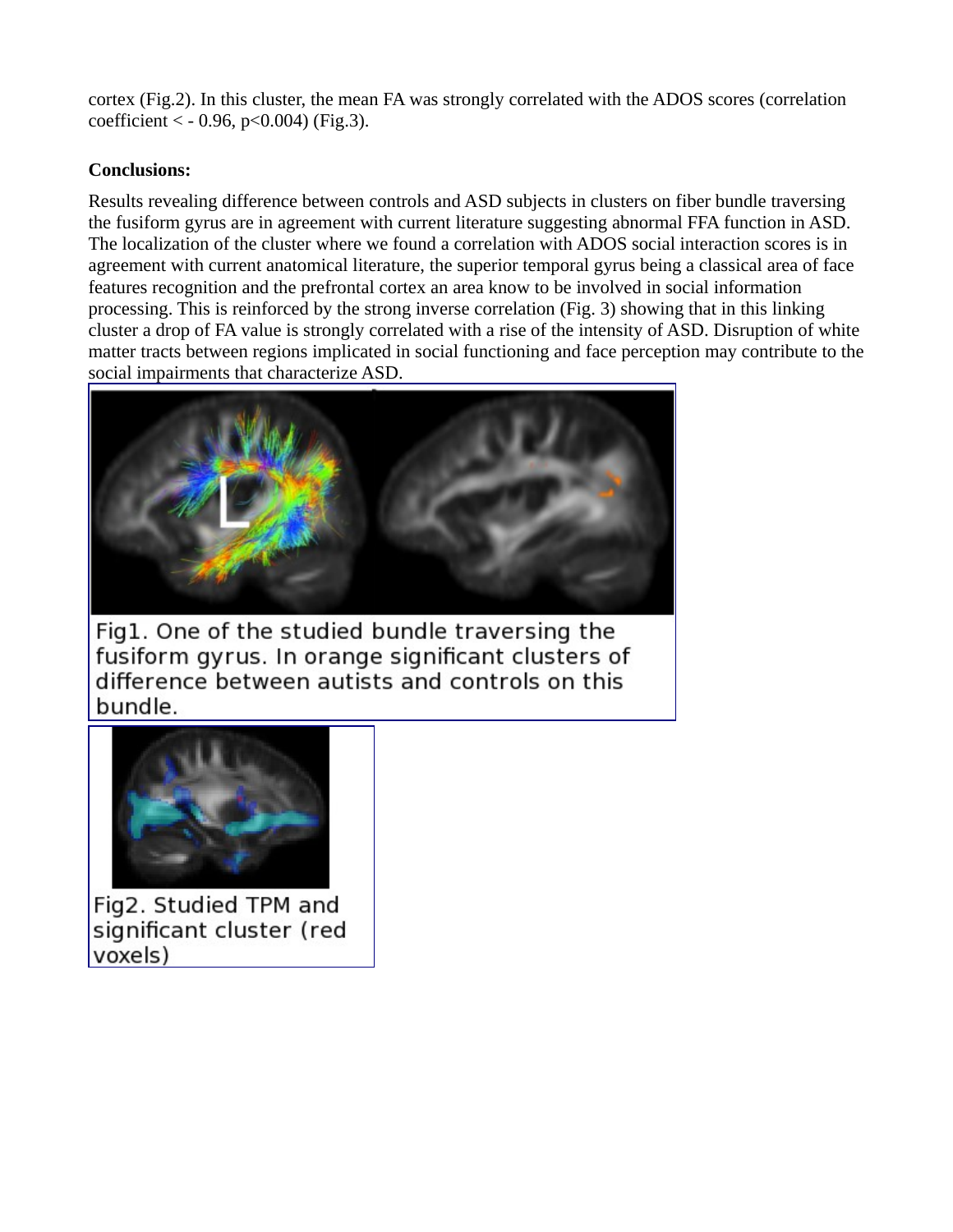cortex (Fig.2). In this cluster, the mean FA was strongly correlated with the ADOS scores (correlation coefficient $< -0.96$, $p<0.004$) (Fig.3).

**Conclusions:**

Results revealing difference between controls and ASD subjects in clusters on fiber bundle traversing the fusiform gyrus are in agreement with current literature suggesting abnormal FFA function in ASD. The localization of the cluster where we found a correlation with ADOS social interaction scores is in agreement with current anatomical literature, the superior temporal gyrus being a classical area of face features recognition and the prefrontal cortex an area know to be involved in social information processing. This is reinforced by the strong inverse correlation (Fig. 3) showing that in this linking cluster a drop of FA value is strongly correlated with a rise of the intensity of ASD. Disruption of white matter tracts between regions implicated in social functioning and face perception may contribute to the social impairments that characterize ASD.

Fig1. One of the studied bundle traversing the fusiform gyrus. In orange significant clusters of difference between autists and controls on this bundle.

Fig2. Studied TPM and significant cluster (red voxels)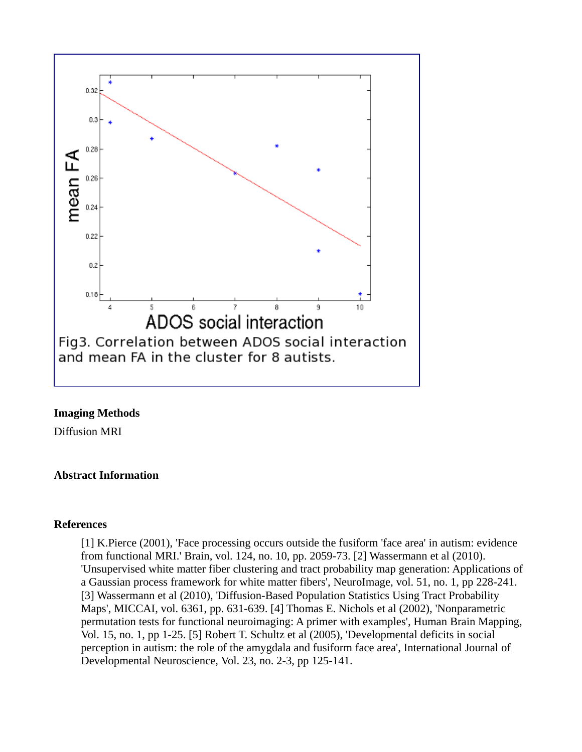0.32
0.3
0.28
0.26
0.24
0.22
0.2
0.18

mean FA

4
5
6
7
8
9
10

ADOS social interaction

Fig3. Correlation between ADOS social interaction and mean FA in the cluster for 8 autists.

**Imaging Methods**

Diffusion MRI

**Abstract Information**

**References**

[1] K.Pierce (2001), 'Face processing occurs outside the fusiform 'face area' in autism: evidence from functional MRI.' Brain, vol. 124, no. 10, pp. 2059-73. [2] Wassermann et al (2010). 'Unsupervised white matter fiber clustering and tract probability map generation: Applications of a Gaussian process framework for white matter fibers', NeuroImage, vol. 51, no. 1, pp 228-241. [3] Wassermann et al (2010), 'Diffusion-Based Population Statistics Using Tract Probability Maps', MICCAI, vol. 6361, pp. 631-639. [4] Thomas E. Nichols et al (2002), 'Nonparametric permutation tests for functional neuroimaging: A primer with examples', Human Brain Mapping, Vol. 15, no. 1, pp 1-25. [5] Robert T. Schultz et al (2005), 'Developmental deficits in social perception in autism: the role of the amygdala and fusiform face area', International Journal of Developmental Neuroscience, Vol. 23, no. 2-3, pp 125-141.